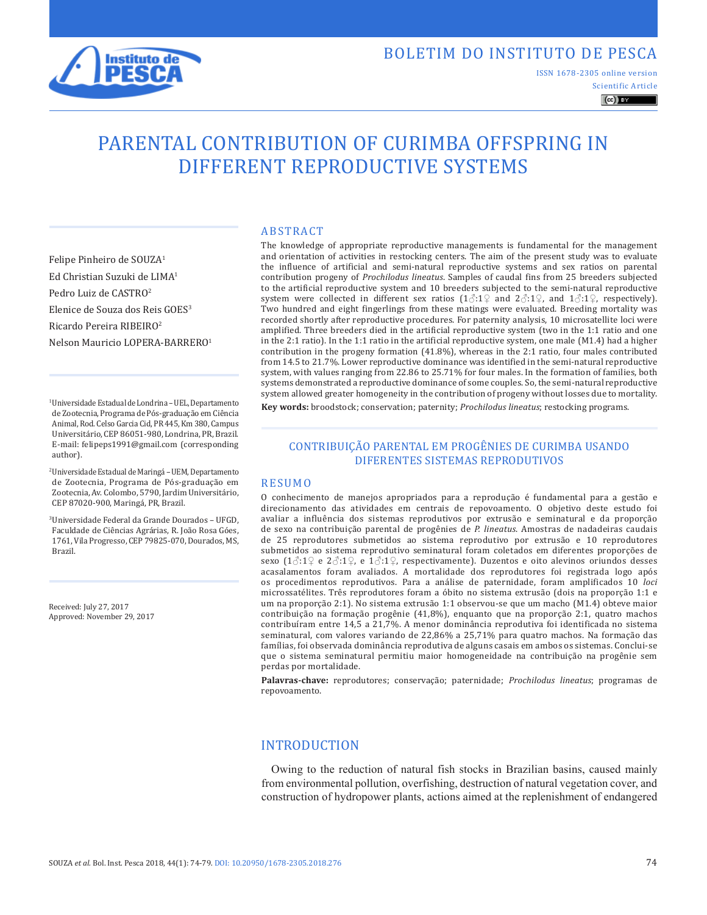BOLETIM DO INSTITUTO DE PESCA

ISSN 1678-2305 online version

Scientific Article

# PARENTAL CONTRIBUTION OF CURIMBA OFFSPRING IN DIFFERENT REPRODUCTIVE SYSTEMS

Felipe Pinheiro de SOUZA[1]
Ed Christian Suzuki de LIMA[1]
Pedro Luiz de CASTRO[2]
Elenice de Souza dos Reis GOES[3]
Ricardo Pereira RIBEIRO[2]
Nelson Mauricio LOPERA-BARRERO[1]

[1]Universidade Estadual de Londrina – UEL, Departamento de Zootecnia, Programa de Pós-graduação em Ciência Animal, Rod. Celso Garcia Cid, PR 445, Km 380, Campus Universitário, CEP 86051-980, Londrina, PR, Brazil. E-mail: felipeps1991@gmail.com (corresponding author).

[2]Universidade Estadual de Maringá – UEM, Departamento de Zootecnia, Programa de Pós-graduação em Zootecnia, Av. Colombo, 5790, Jardim Universitário, CEP 87020-900, Maringá, PR, Brazil.

[3]Universidade Federal da Grande Dourados – UFGD, Faculdade de Ciências Agrárias, R. João Rosa Góes, 1761, Vila Progresso, CEP 79825-070, Dourados, MS, Brazil.

Received: July 27, 2017
Approved: November 29, 2017

## ABSTRACT

The knowledge of appropriate reproductive managements is fundamental for the management and orientation of activities in restocking centers. The aim of the present study was to evaluate the influence of artificial and semi-natural reproductive systems and sex ratios on parental contribution progeny of *Prochilodus lineatus*. Samples of caudal fins from 25 breeders subjected to the artificial reproductive system and 10 breeders subjected to the semi-natural reproductive system were collected in different sex ratios (1♂:1♀ and 2♂:1♀, and 1♂:1♀, respectively). Two hundred and eight fingerlings from these matings were evaluated. Breeding mortality was recorded shortly after reproductive procedures. For paternity analysis, 10 microsatellite loci were amplified. Three breeders died in the artificial reproductive system (two in the 1:1 ratio and one in the 2:1 ratio). In the 1:1 ratio in the artificial reproductive system, one male (M1.4) had a higher contribution in the progeny formation (41.8%), whereas in the 2:1 ratio, four males contributed from 14.5 to 21.7%. Lower reproductive dominance was identified in the semi-natural reproductive system, with values ranging from 22.86 to 25.71% for four males. In the formation of families, both systems demonstrated a reproductive dominance of some couples. So, the semi-natural reproductive system allowed greater homogeneity in the contribution of progeny without losses due to mortality.

**Key words:** broodstock; conservation; paternity; *Prochilodus lineatus*; restocking programs.

### CONTRIBUIÇÃO PARENTAL EM PROGÊNIES DE CURIMBA USANDO DIFERENTES SISTEMAS REPRODUTIVOS

## RESUMO

O conhecimento de manejos apropriados para a reprodução é fundamental para a gestão e direcionamento das atividades em centrais de repovoamento. O objetivo deste estudo foi avaliar a influência dos sistemas reprodutivos por extrusão e seminatural e da proporção de sexo na contribuição parental de progênies de *P. lineatus*. Amostras de nadadeiras caudais de 25 reprodutores submetidos ao sistema reprodutivo por extrusão e 10 reprodutores submetidos ao sistema reprodutivo seminatural foram coletados em diferentes proporções de sexo (1♂:1♀ e 2♂:1♀, e 1♂:1♀, respectivamente). Duzentos e oito alevinos oriundos desses acasalamentos foram avaliados. A mortalidade dos reprodutores foi registrada logo após os procedimentos reprodutivos. Para a análise de paternidade, foram amplificados 10 *loci* microssatélites. Três reprodutores foram a óbito no sistema extrusão (dois na proporção 1:1 e um na proporção 2:1). No sistema extrusão 1:1 observou-se que um macho (M1.4) obteve maior contribuição na formação progênie (41,8%), enquanto que na proporção 2:1, quatro machos contribuíram entre 14,5 a 21,7%. A menor dominância reprodutiva foi identificada no sistema seminatural, com valores variando de 22,86% a 25,71% para quatro machos. Na formação das famílias, foi observada dominância reprodutiva de alguns casais em ambos os sistemas. Conclui-se que o sistema seminatural permitiu maior homogeneidade na contribuição na progênie sem perdas por mortalidade.

**Palavras-chave:** reprodutores; conservação; paternidade; *Prochilodus lineatus*; programas de repovoamento.

## INTRODUCTION

Owing to the reduction of natural fish stocks in Brazilian basins, caused mainly from environmental pollution, overfishing, destruction of natural vegetation cover, and construction of hydropower plants, actions aimed at the replenishment of endangered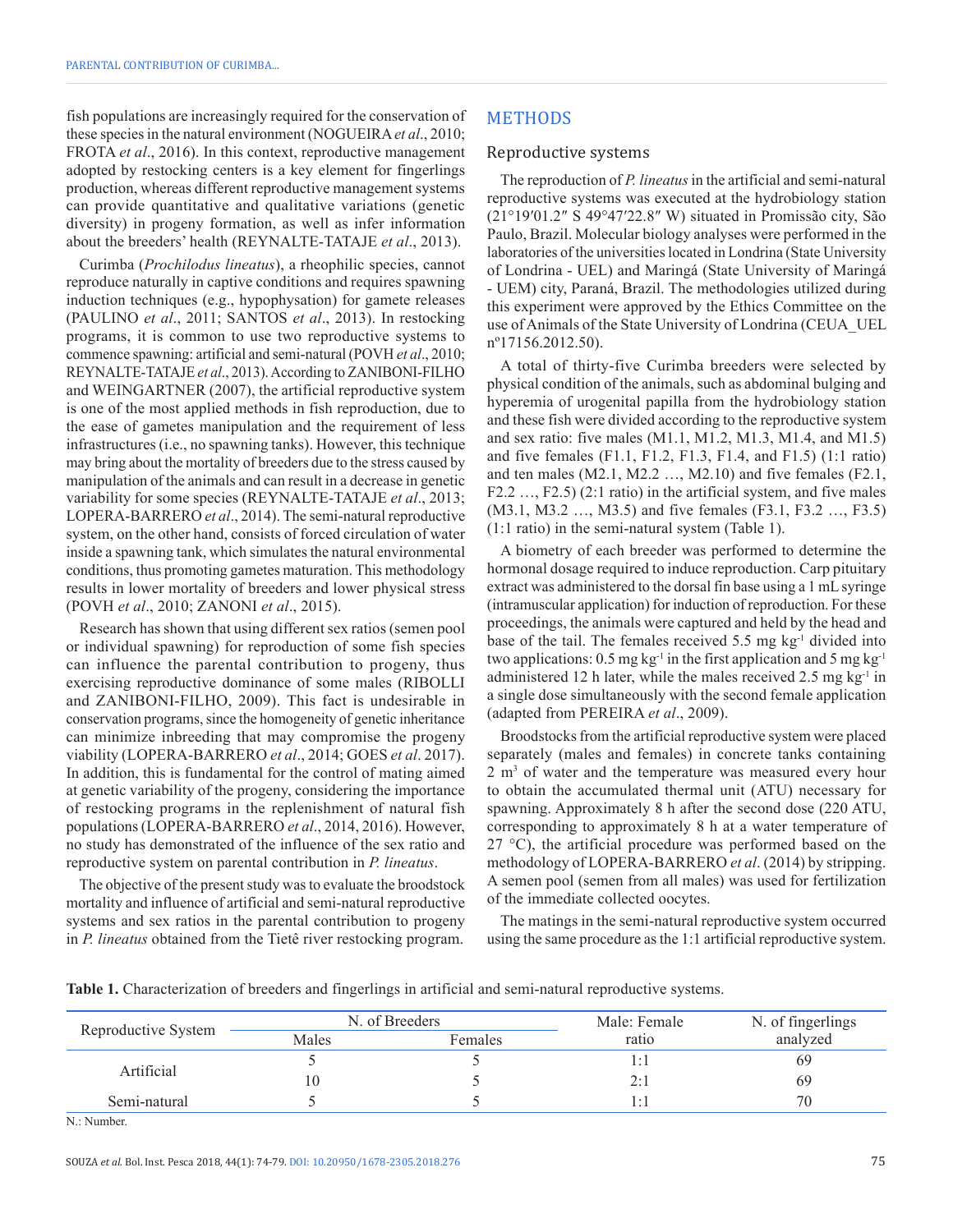fish populations are increasingly required for the conservation of these species in the natural environment (NOGUEIRA *et al*., 2010; FROTA *et al*., 2016). In this context, reproductive management adopted by restocking centers is a key element for fingerlings production, whereas different reproductive management systems can provide quantitative and qualitative variations (genetic diversity) in progeny formation, as well as infer information about the breeders' health (REYNALTE-TATAJE *et al*., 2013).

Curimba (*Prochilodus lineatus*), a rheophilic species, cannot reproduce naturally in captive conditions and requires spawning induction techniques (e.g., hypophysation) for gamete releases (PAULINO *et al*., 2011; SANTOS *et al*., 2013). In restocking programs, it is common to use two reproductive systems to commence spawning: artificial and semi-natural (POVH *et al*., 2010; REYNALTE-TATAJE *et al*., 2013). According to ZANIBONI-FILHO and WEINGARTNER (2007), the artificial reproductive system is one of the most applied methods in fish reproduction, due to the ease of gametes manipulation and the requirement of less infrastructures (i.e., no spawning tanks). However, this technique may bring about the mortality of breeders due to the stress caused by manipulation of the animals and can result in a decrease in genetic variability for some species (REYNALTE-TATAJE *et al*., 2013; LOPERA-BARRERO *et al*., 2014). The semi-natural reproductive system, on the other hand, consists of forced circulation of water inside a spawning tank, which simulates the natural environmental conditions, thus promoting gametes maturation. This methodology results in lower mortality of breeders and lower physical stress (POVH *et al*., 2010; ZANONI *et al*., 2015).

Research has shown that using different sex ratios (semen pool or individual spawning) for reproduction of some fish species can influence the parental contribution to progeny, thus exercising reproductive dominance of some males (RIBOLLI and ZANIBONI-FILHO, 2009). This fact is undesirable in conservation programs, since the homogeneity of genetic inheritance can minimize inbreeding that may compromise the progeny viability (LOPERA-BARRERO *et al*., 2014; GOES *et al*. 2017). In addition, this is fundamental for the control of mating aimed at genetic variability of the progeny, considering the importance of restocking programs in the replenishment of natural fish populations (LOPERA-BARRERO *et al*., 2014, 2016). However, no study has demonstrated of the influence of the sex ratio and reproductive system on parental contribution in *P. lineatus*.

The objective of the present study was to evaluate the broodstock mortality and influence of artificial and semi-natural reproductive systems and sex ratios in the parental contribution to progeny in *P. lineatus* obtained from the Tietê river restocking program.

## METHODS

### Reproductive systems

The reproduction of *P. lineatus* in the artificial and semi-natural reproductive systems was executed at the hydrobiology station (21°19′01.2″ S 49°47′22.8″ W) situated in Promissão city, São Paulo, Brazil. Molecular biology analyses were performed in the laboratories of the universities located in Londrina (State University of Londrina - UEL) and Maringá (State University of Maringá - UEM) city, Paraná, Brazil. The methodologies utilized during this experiment were approved by the Ethics Committee on the use of Animals of the State University of Londrina (CEUA_UEL nº17156.2012.50).

A total of thirty-five Curimba breeders were selected by physical condition of the animals, such as abdominal bulging and hyperemia of urogenital papilla from the hydrobiology station and these fish were divided according to the reproductive system and sex ratio: five males (M1.1, M1.2, M1.3, M1.4, and M1.5) and five females (F1.1, F1.2, F1.3, F1.4, and F1.5) (1:1 ratio) and ten males (M2.1, M2.2 …, M2.10) and five females (F2.1, F2.2 …, F2.5) (2:1 ratio) in the artificial system, and five males (M3.1, M3.2 …, M3.5) and five females (F3.1, F3.2 …, F3.5) (1:1 ratio) in the semi-natural system (Table 1).

A biometry of each breeder was performed to determine the hormonal dosage required to induce reproduction. Carp pituitary extract was administered to the dorsal fin base using a 1 mL syringe (intramuscular application) for induction of reproduction. For these proceedings, the animals were captured and held by the head and base of the tail. The females received 5.5 mg kg$^{-1}$ divided into two applications: 0.5 mg kg$^{-1}$ in the first application and 5 mg kg$^{-1}$ administered 12 h later, while the males received 2.5 mg kg$^{-1}$ in a single dose simultaneously with the second female application (adapted from PEREIRA *et al*., 2009).

Broodstocks from the artificial reproductive system were placed separately (males and females) in concrete tanks containing 2 m$^3$ of water and the temperature was measured every hour to obtain the accumulated thermal unit (ATU) necessary for spawning. Approximately 8 h after the second dose (220 ATU, corresponding to approximately 8 h at a water temperature of 27 °C), the artificial procedure was performed based on the methodology of LOPERA-BARRERO *et al*. (2014) by stripping. A semen pool (semen from all males) was used for fertilization of the immediate collected oocytes.

The matings in the semi-natural reproductive system occurred using the same procedure as the 1:1 artificial reproductive system.

**Table 1.** Characterization of breeders and fingerlings in artificial and semi-natural reproductive systems.

| Reproductive System | N. of Breeders | | Male: Female ratio | N. of fingerlings analyzed |
|---|---|---|---|---|
| | Males | Females | | |
| Artificial | 5 | 5 | 1:1 | 69 |
| | 10 | 5 | 2:1 | 69 |
| Semi-natural | 5 | 5 | 1:1 | 70 |

N.: Number.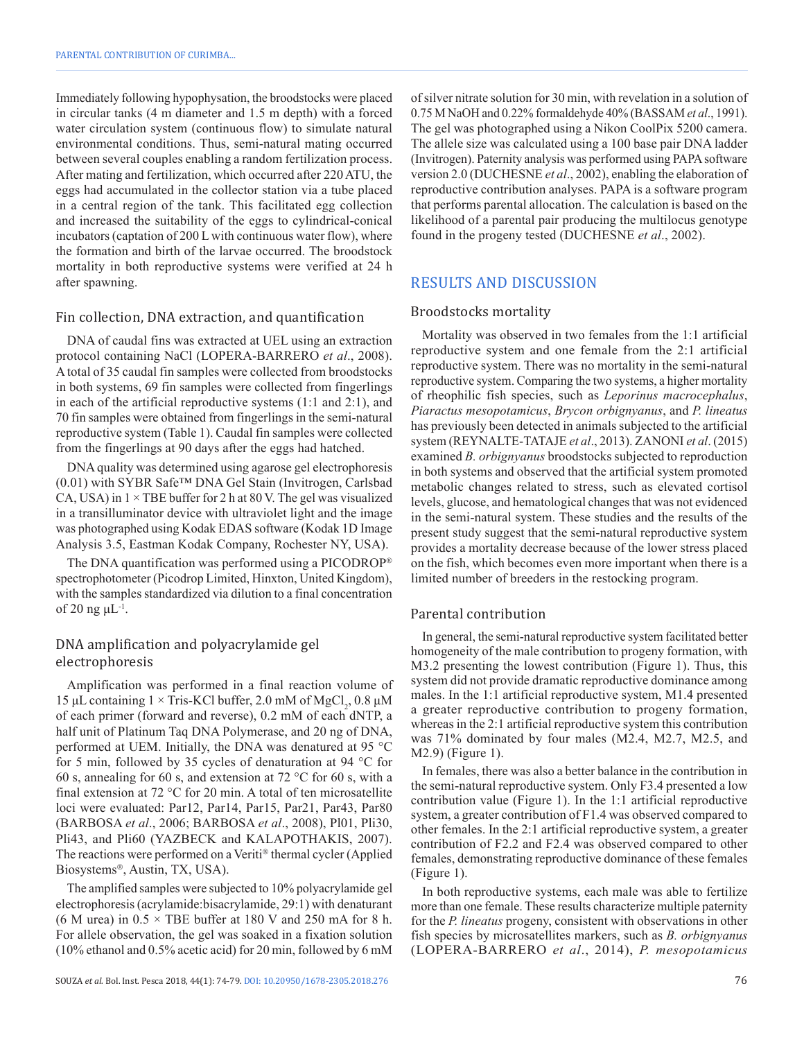Immediately following hypophysation, the broodstocks were placed in circular tanks (4 m diameter and 1.5 m depth) with a forced water circulation system (continuous flow) to simulate natural environmental conditions. Thus, semi-natural mating occurred between several couples enabling a random fertilization process. After mating and fertilization, which occurred after 220 ATU, the eggs had accumulated in the collector station via a tube placed in a central region of the tank. This facilitated egg collection and increased the suitability of the eggs to cylindrical-conical incubators (captation of 200 L with continuous water flow), where the formation and birth of the larvae occurred. The broodstock mortality in both reproductive systems were verified at 24 h after spawning.

### Fin collection, DNA extraction, and quantification

DNA of caudal fins was extracted at UEL using an extraction protocol containing NaCl (LOPERA-BARRERO *et al*., 2008). A total of 35 caudal fin samples were collected from broodstocks in both systems, 69 fin samples were collected from fingerlings in each of the artificial reproductive systems (1:1 and 2:1), and 70 fin samples were obtained from fingerlings in the semi-natural reproductive system (Table 1). Caudal fin samples were collected from the fingerlings at 90 days after the eggs had hatched.

DNA quality was determined using agarose gel electrophoresis (0.01) with SYBR Safe™ DNA Gel Stain (Invitrogen, Carlsbad CA, USA) in 1 × TBE buffer for 2 h at 80 V. The gel was visualized in a transilluminator device with ultraviolet light and the image was photographed using Kodak EDAS software (Kodak 1D Image Analysis 3.5, Eastman Kodak Company, Rochester NY, USA).

The DNA quantification was performed using a PICODROP® spectrophotometer (Picodrop Limited, Hinxton, United Kingdom), with the samples standardized via dilution to a final concentration of 20 ng $\mu L^{-1}$.

### DNA amplification and polyacrylamide gel electrophoresis

Amplification was performed in a final reaction volume of 15 µL containing 1 × Tris-KCl buffer, 2.0 mM of $MgCl_2$, 0.8 µM of each primer (forward and reverse), 0.2 mM of each dNTP, a half unit of Platinum Taq DNA Polymerase, and 20 ng of DNA, performed at UEM. Initially, the DNA was denatured at 95 °C for 5 min, followed by 35 cycles of denaturation at 94 °C for 60 s, annealing for 60 s, and extension at 72 °C for 60 s, with a final extension at 72 °C for 20 min. A total of ten microsatellite loci were evaluated: Par12, Par14, Par15, Par21, Par43, Par80 (BARBOSA *et al*., 2006; BARBOSA *et al*., 2008), Pl01, Pli30, Pli43, and Pli60 (YAZBECK and KALAPOTHAKIS, 2007). The reactions were performed on a Veriti® thermal cycler (Applied Biosystems®, Austin, TX, USA).

The amplified samples were subjected to 10% polyacrylamide gel electrophoresis (acrylamide:bisacrylamide, 29:1) with denaturant (6 M urea) in 0.5 × TBE buffer at 180 V and 250 mA for 8 h. For allele observation, the gel was soaked in a fixation solution (10% ethanol and 0.5% acetic acid) for 20 min, followed by 6 mM of silver nitrate solution for 30 min, with revelation in a solution of 0.75 M NaOH and 0.22% formaldehyde 40% (BASSAM *et al*., 1991). The gel was photographed using a Nikon CoolPix 5200 camera. The allele size was calculated using a 100 base pair DNA ladder (Invitrogen). Paternity analysis was performed using PAPA software version 2.0 (DUCHESNE *et al*., 2002), enabling the elaboration of reproductive contribution analyses. PAPA is a software program that performs parental allocation. The calculation is based on the likelihood of a parental pair producing the multilocus genotype found in the progeny tested (DUCHESNE *et al*., 2002).

## RESULTS AND DISCUSSION

### Broodstocks mortality

Mortality was observed in two females from the 1:1 artificial reproductive system and one female from the 2:1 artificial reproductive system. There was no mortality in the semi-natural reproductive system. Comparing the two systems, a higher mortality of rheophilic fish species, such as *Leporinus macrocephalus*, *Piaractus mesopotamicus*, *Brycon orbignyanus*, and *P. lineatus* has previously been detected in animals subjected to the artificial system (REYNALTE-TATAJE *et al*., 2013). ZANONI *et al*. (2015) examined *B. orbignyanus* broodstocks subjected to reproduction in both systems and observed that the artificial system promoted metabolic changes related to stress, such as elevated cortisol levels, glucose, and hematological changes that was not evidenced in the semi-natural system. These studies and the results of the present study suggest that the semi-natural reproductive system provides a mortality decrease because of the lower stress placed on the fish, which becomes even more important when there is a limited number of breeders in the restocking program.

### Parental contribution

In general, the semi-natural reproductive system facilitated better homogeneity of the male contribution to progeny formation, with M3.2 presenting the lowest contribution (Figure 1). Thus, this system did not provide dramatic reproductive dominance among males. In the 1:1 artificial reproductive system, M1.4 presented a greater reproductive contribution to progeny formation, whereas in the 2:1 artificial reproductive system this contribution was 71% dominated by four males (M2.4, M2.7, M2.5, and M2.9) (Figure 1).

In females, there was also a better balance in the contribution in the semi-natural reproductive system. Only F3.4 presented a low contribution value (Figure 1). In the 1:1 artificial reproductive system, a greater contribution of F1.4 was observed compared to other females. In the 2:1 artificial reproductive system, a greater contribution of F2.2 and F2.4 was observed compared to other females, demonstrating reproductive dominance of these females (Figure 1).

In both reproductive systems, each male was able to fertilize more than one female. These results characterize multiple paternity for the *P. lineatus* progeny, consistent with observations in other fish species by microsatellites markers, such as *B. orbignyanus* (LOPERA-BARRERO *et al*., 2014), *P. mesopotamicus*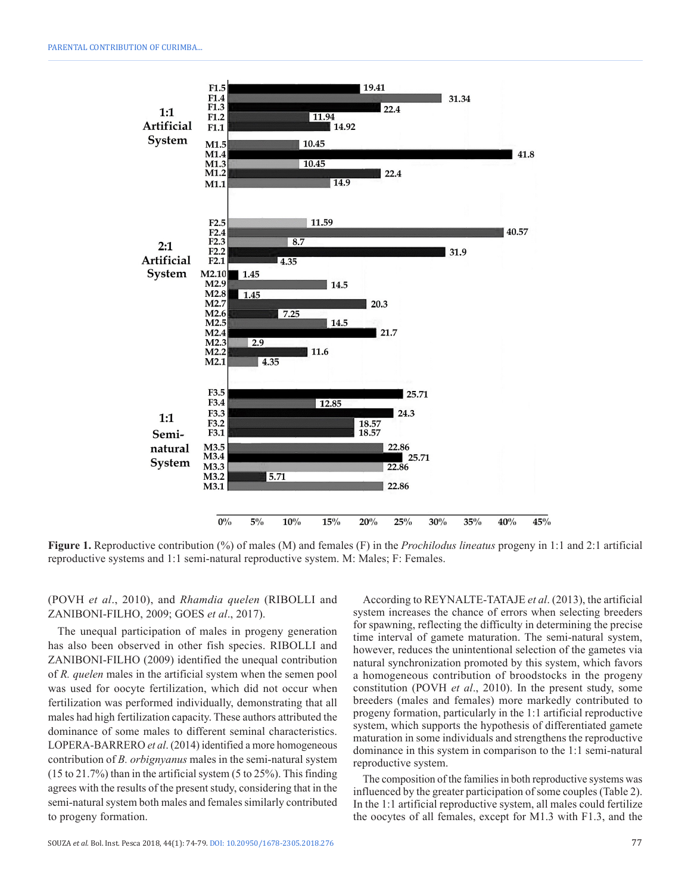**Figure 1.** Reproductive contribution (%) of males (M) and females (F) in the *Prochilodus lineatus* progeny in 1:1 and 2:1 artificial reproductive systems and 1:1 semi-natural reproductive system. M: Males; F: Females.

(POVH *et al*., 2010), and *Rhamdia quelen* (RIBOLLI and ZANIBONI-FILHO, 2009; GOES *et al*., 2017).

The unequal participation of males in progeny generation has also been observed in other fish species. RIBOLLI and ZANIBONI-FILHO (2009) identified the unequal contribution of *R. quelen* males in the artificial system when the semen pool was used for oocyte fertilization, which did not occur when fertilization was performed individually, demonstrating that all males had high fertilization capacity. These authors attributed the dominance of some males to different seminal characteristics. LOPERA-BARRERO *et al*. (2014) identified a more homogeneous contribution of *B. orbignyanus* males in the semi-natural system (15 to 21.7%) than in the artificial system (5 to 25%). This finding agrees with the results of the present study, considering that in the semi-natural system both males and females similarly contributed to progeny formation.

According to REYNALTE-TATAJE *et al*. (2013), the artificial system increases the chance of errors when selecting breeders for spawning, reflecting the difficulty in determining the precise time interval of gamete maturation. The semi-natural system, however, reduces the unintentional selection of the gametes via natural synchronization promoted by this system, which favors a homogeneous contribution of broodstocks in the progeny constitution (POVH *et al*., 2010). In the present study, some breeders (males and females) more markedly contributed to progeny formation, particularly in the 1:1 artificial reproductive system, which supports the hypothesis of differentiated gamete maturation in some individuals and strengthens the reproductive dominance in this system in comparison to the 1:1 semi-natural reproductive system.

The composition of the families in both reproductive systems was influenced by the greater participation of some couples (Table 2). In the 1:1 artificial reproductive system, all males could fertilize the oocytes of all females, except for M1.3 with F1.3, and the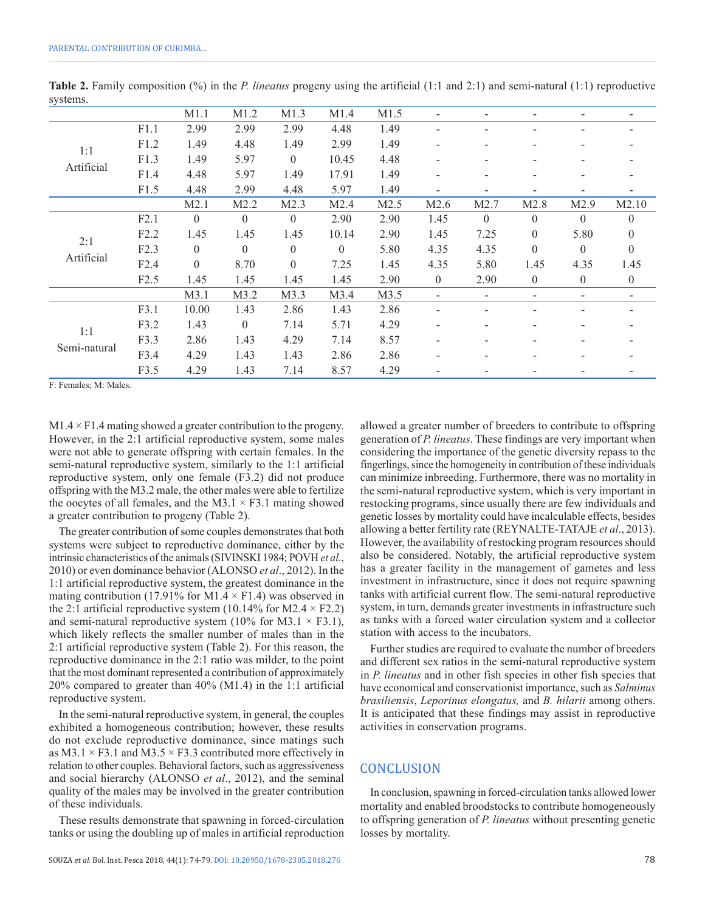**Table 2.** Family composition (%) in the *P. lineatus* progeny using the artificial (1:1 and 2:1) and semi-natural (1:1) reproductive systems.

| | | M1.1 | M1.2 | M1.3 | M1.4 | M1.5 | - | - | - | - | - |
|---|---|---|---|---|---|---|---|---|---|---|---|
| 1:1 Artificial | F1.1 | 2.99 | 2.99 | 2.99 | 4.48 | 1.49 | - | - | - | - | - |
| | F1.2 | 1.49 | 4.48 | 1.49 | 2.99 | 1.49 | - | - | - | - | - |
| | F1.3 | 1.49 | 5.97 | 0 | 10.45 | 4.48 | - | - | - | - | - |
| | F1.4 | 4.48 | 5.97 | 1.49 | 17.91 | 1.49 | - | - | - | - | - |
| | F1.5 | 4.48 | 2.99 | 4.48 | 5.97 | 1.49 | - | - | - | - | - |
| | | M2.1 | M2.2 | M2.3 | M2.4 | M2.5 | M2.6 | M2.7 | M2.8 | M2.9 | M2.10 |
| 2:1 Artificial | F2.1 | 0 | 0 | 0 | 2.90 | 2.90 | 1.45 | 0 | 0 | 0 | 0 |
| | F2.2 | 1.45 | 1.45 | 1.45 | 10.14 | 2.90 | 1.45 | 7.25 | 0 | 5.80 | 0 |
| | F2.3 | 0 | 0 | 0 | 0 | 5.80 | 4.35 | 4.35 | 0 | 0 | 0 |
| | F2.4 | 0 | 8.70 | 0 | 7.25 | 1.45 | 4.35 | 5.80 | 1.45 | 4.35 | 1.45 |
| | F2.5 | 1.45 | 1.45 | 1.45 | 1.45 | 2.90 | 0 | 2.90 | 0 | 0 | 0 |
| | | M3.1 | M3.2 | M3.3 | M3.4 | M3.5 | - | - | - | - | - |
| 1:1 Semi-natural | F3.1 | 10.00 | 1.43 | 2.86 | 1.43 | 2.86 | - | - | - | - | - |
| | F3.2 | 1.43 | 0 | 7.14 | 5.71 | 4.29 | - | - | - | - | - |
| | F3.3 | 2.86 | 1.43 | 4.29 | 7.14 | 8.57 | - | - | - | - | - |
| | F3.4 | 4.29 | 1.43 | 1.43 | 2.86 | 2.86 | - | - | - | - | - |
| | F3.5 | 4.29 | 1.43 | 7.14 | 8.57 | 4.29 | - | - | - | - | - |

F: Females; M: Males.

M1.4 × F1.4 mating showed a greater contribution to the progeny. However, in the 2:1 artificial reproductive system, some males were not able to generate offspring with certain females. In the semi-natural reproductive system, similarly to the 1:1 artificial reproductive system, only one female (F3.2) did not produce offspring with the M3.2 male, the other males were able to fertilize the oocytes of all females, and the M3.1 × F3.1 mating showed a greater contribution to progeny (Table 2).

The greater contribution of some couples demonstrates that both systems were subject to reproductive dominance, either by the intrinsic characteristics of the animals (SIVINSKI 1984; POVH *et al.*, 2010) or even dominance behavior (ALONSO *et al*., 2012). In the 1:1 artificial reproductive system, the greatest dominance in the mating contribution (17.91% for M1.4 × F1.4) was observed in the 2:1 artificial reproductive system (10.14% for M2.4 × F2.2) and semi-natural reproductive system (10% for M3.1 × F3.1), which likely reflects the smaller number of males than in the 2:1 artificial reproductive system (Table 2). For this reason, the reproductive dominance in the 2:1 ratio was milder, to the point that the most dominant represented a contribution of approximately 20% compared to greater than 40% (M1.4) in the 1:1 artificial reproductive system.

In the semi-natural reproductive system, in general, the couples exhibited a homogeneous contribution; however, these results do not exclude reproductive dominance, since matings such as M3.1 × F3.1 and M3.5 × F3.3 contributed more effectively in relation to other couples. Behavioral factors, such as aggressiveness and social hierarchy (ALONSO *et al*., 2012), and the seminal quality of the males may be involved in the greater contribution of these individuals.

These results demonstrate that spawning in forced-circulation tanks or using the doubling up of males in artificial reproduction allowed a greater number of breeders to contribute to offspring generation of *P. lineatus*. These findings are very important when considering the importance of the genetic diversity repass to the fingerlings, since the homogeneity in contribution of these individuals can minimize inbreeding. Furthermore, there was no mortality in the semi-natural reproductive system, which is very important in restocking programs, since usually there are few individuals and genetic losses by mortality could have incalculable effects, besides allowing a better fertility rate (REYNALTE-TATAJE *et al*., 2013). However, the availability of restocking program resources should also be considered. Notably, the artificial reproductive system has a greater facility in the management of gametes and less investment in infrastructure, since it does not require spawning tanks with artificial current flow. The semi-natural reproductive system, in turn, demands greater investments in infrastructure such as tanks with a forced water circulation system and a collector station with access to the incubators.

Further studies are required to evaluate the number of breeders and different sex ratios in the semi-natural reproductive system in *P. lineatus* and in other fish species in other fish species that have economical and conservationist importance, such as *Salminus brasiliensis*, *Leporinus elongatus,* and *B. hilarii* among others. It is anticipated that these findings may assist in reproductive activities in conservation programs.

## CONCLUSION

In conclusion, spawning in forced-circulation tanks allowed lower mortality and enabled broodstocks to contribute homogeneously to offspring generation of *P. lineatus* without presenting genetic losses by mortality.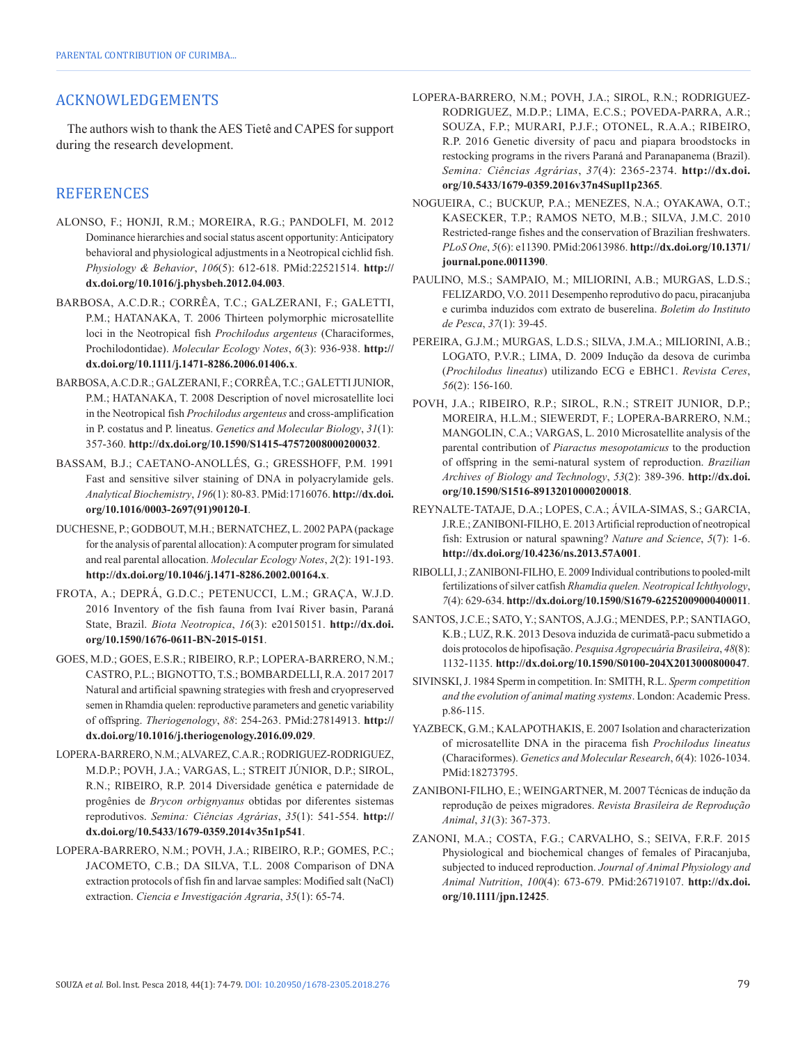## ACKNOWLEDGEMENTS

The authors wish to thank the AES Tietê and CAPES for support during the research development.

## REFERENCES

ALONSO, F.; HONJI, R.M.; MOREIRA, R.G.; PANDOLFI, M. 2012 Dominance hierarchies and social status ascent opportunity: Anticipatory behavioral and physiological adjustments in a Neotropical cichlid fish. *Physiology & Behavior*, *106*(5): 612-618. PMid:22521514. **http://dx.doi.org/10.1016/j.physbeh.2012.04.003**.

BARBOSA, A.C.D.R.; CORRÊA, T.C.; GALZERANI, F.; GALETTI, P.M.; HATANAKA, T. 2006 Thirteen polymorphic microsatellite loci in the Neotropical fish *Prochilodus argenteus* (Characiformes, Prochilodontidae). *Molecular Ecology Notes*, *6*(3): 936-938. **http://dx.doi.org/10.1111/j.1471-8286.2006.01406.x**.

BARBOSA, A.C.D.R.; GALZERANI, F.; CORRÊA, T.C.; GALETTI JUNIOR, P.M.; HATANAKA, T. 2008 Description of novel microsatellite loci in the Neotropical fish *Prochilodus argenteus* and cross-amplification in P. costatus and P. lineatus. *Genetics and Molecular Biology*, *31*(1): 357-360. **http://dx.doi.org/10.1590/S1415-47572008000200032**.

BASSAM, B.J.; CAETANO-ANOLLÉS, G.; GRESSHOFF, P.M. 1991 Fast and sensitive silver staining of DNA in polyacrylamide gels. *Analytical Biochemistry*, *196*(1): 80-83. PMid:1716076. **http://dx.doi.org/10.1016/0003-2697(91)90120-I**.

DUCHESNE, P.; GODBOUT, M.H.; BERNATCHEZ, L. 2002 PAPA (package for the analysis of parental allocation): A computer program for simulated and real parental allocation. *Molecular Ecology Notes*, *2*(2): 191-193. **http://dx.doi.org/10.1046/j.1471-8286.2002.00164.x**.

FROTA, A.; DEPRÁ, G.D.C.; PETENUCCI, L.M.; GRAÇA, W.J.D. 2016 Inventory of the fish fauna from Ivaí River basin, Paraná State, Brazil. *Biota Neotropica*, *16*(3): e20150151. **http://dx.doi.org/10.1590/1676-0611-BN-2015-0151**.

GOES, M.D.; GOES, E.S.R.; RIBEIRO, R.P.; LOPERA-BARRERO, N.M.; CASTRO, P.L.; BIGNOTTO, T.S.; BOMBARDELLI, R.A. 2017 2017 Natural and artificial spawning strategies with fresh and cryopreserved semen in Rhamdia quelen: reproductive parameters and genetic variability of offspring. *Theriogenology*, *88*: 254-263. PMid:27814923. **http://dx.doi.org/10.1016/j.theriogenology.2016.09.029**.

LOPERA-BARRERO, N.M.; ALVAREZ, C.A.R.; RODRIGUEZ-RODRIGUEZ, M.D.P.; POVH, J.A.; VARGAS, L.; STREIT JÚNIOR, D.P.; SIROL, R.N.; RIBEIRO, R.P. 2014 Diversidade genética e paternidade de progênies de *Brycon orbignyanus* obtidas por diferentes sistemas reprodutivos. *Semina: Ciências Agrárias*, *35*(1): 541-554. **http://dx.doi.org/10.5433/1679-0359.2014v35n1p541**.

LOPERA-BARRERO, N.M.; POVH, J.A.; RIBEIRO, R.P.; GOMES, P.C.; JACOMETO, C.B.; DA SILVA, T.L. 2008 Comparison of DNA extraction protocols of fish fin and larvae samples: Modified salt (NaCl) extraction. *Ciencia e Investigación Agraria*, *35*(1): 65-74.

LOPERA-BARRERO, N.M.; POVH, J.A.; SIROL, R.N.; RODRIGUEZ-RODRIGUEZ, M.D.P.; LIMA, E.C.S.; POVEDA-PARRA, A.R.; SOUZA, F.P.; MURARI, P.J.F.; OTONEL, R.A.A.; RIBEIRO, R.P. 2016 Genetic diversity of pacu and piapara broodstocks in restocking programs in the rivers Paraná and Paranapanema (Brazil). *Semina: Ciências Agrárias*, *37*(4): 2365-2374. **http://dx.doi.org/10.5433/1679-0359.2016v37n4Supl1p2365**.

NOGUEIRA, C.; BUCKUP, P.A.; MENEZES, N.A.; OYAKAWA, O.T.; KASECKER, T.P.; RAMOS NETO, M.B.; SILVA, J.M.C. 2010 Restricted-range fishes and the conservation of Brazilian freshwaters. *PLoS One*, *5*(6): e11390. PMid:20613986. **http://dx.doi.org/10.1371/journal.pone.0011390**.

PAULINO, M.S.; SAMPAIO, M.; MILIORINI, A.B.; MURGAS, L.D.S.; FELIZARDO, V.O. 2011 Desempenho reprodutivo do pacu, piracanjuba e curimba induzidos com extrato de buserelina. *Boletim do Instituto de Pesca*, *37*(1): 39-45.

PEREIRA, G.J.M.; MURGAS, L.D.S.; SILVA, J.M.A.; MILIORINI, A.B.; LOGATO, P.V.R.; LIMA, D. 2009 Indução da desova de curimba (*Prochilodus lineatus*) utilizando ECG e EBHC1. *Revista Ceres*, *56*(2): 156-160.

POVH, J.A.; RIBEIRO, R.P.; SIROL, R.N.; STREIT JUNIOR, D.P.; MOREIRA, H.L.M.; SIEWERDT, F.; LOPERA-BARRERO, N.M.; MANGOLIN, C.A.; VARGAS, L. 2010 Microsatellite analysis of the parental contribution of *Piaractus mesopotamicus* to the production of offspring in the semi-natural system of reproduction. *Brazilian Archives of Biology and Technology*, *53*(2): 389-396. **http://dx.doi.org/10.1590/S1516-89132010000200018**.

REYNALTE-TATAJE, D.A.; LOPES, C.A.; ÁVILA-SIMAS, S.; GARCIA, J.R.E.; ZANIBONI-FILHO, E. 2013 Artificial reproduction of neotropical fish: Extrusion or natural spawning? *Nature and Science*, *5*(7): 1-6. **http://dx.doi.org/10.4236/ns.2013.57A001**.

RIBOLLI, J.; ZANIBONI-FILHO, E. 2009 Individual contributions to pooled-milt fertilizations of silver catfish *Rhamdia quelen. Neotropical Ichthyology*, *7*(4): 629-634. **http://dx.doi.org/10.1590/S1679-62252009000400011**.

SANTOS, J.C.E.; SATO, Y.; SANTOS, A.J.G.; MENDES, P.P.; SANTIAGO, K.B.; LUZ, R.K. 2013 Desova induzida de curimatã-pacu submetido a dois protocolos de hipofisação. *Pesquisa Agropecuária Brasileira*, *48*(8): 1132-1135. **http://dx.doi.org/10.1590/S0100-204X2013000800047**.

SIVINSKI, J. 1984 Sperm in competition. In: SMITH, R.L. *Sperm competition and the evolution of animal mating systems*. London: Academic Press. p.86-115.

YAZBECK, G.M.; KALAPOTHAKIS, E. 2007 Isolation and characterization of microsatellite DNA in the piracema fish *Prochilodus lineatus* (Characiformes). *Genetics and Molecular Research*, *6*(4): 1026-1034. PMid:18273795.

ZANIBONI-FILHO, E.; WEINGARTNER, M. 2007 Técnicas de indução da reprodução de peixes migradores. *Revista Brasileira de Reprodução Animal*, *31*(3): 367-373.

ZANONI, M.A.; COSTA, F.G.; CARVALHO, S.; SEIVA, F.R.F. 2015 Physiological and biochemical changes of females of Piracanjuba, subjected to induced reproduction. *Journal of Animal Physiology and Animal Nutrition*, *100*(4): 673-679. PMid:26719107. **http://dx.doi.org/10.1111/jpn.12425**.